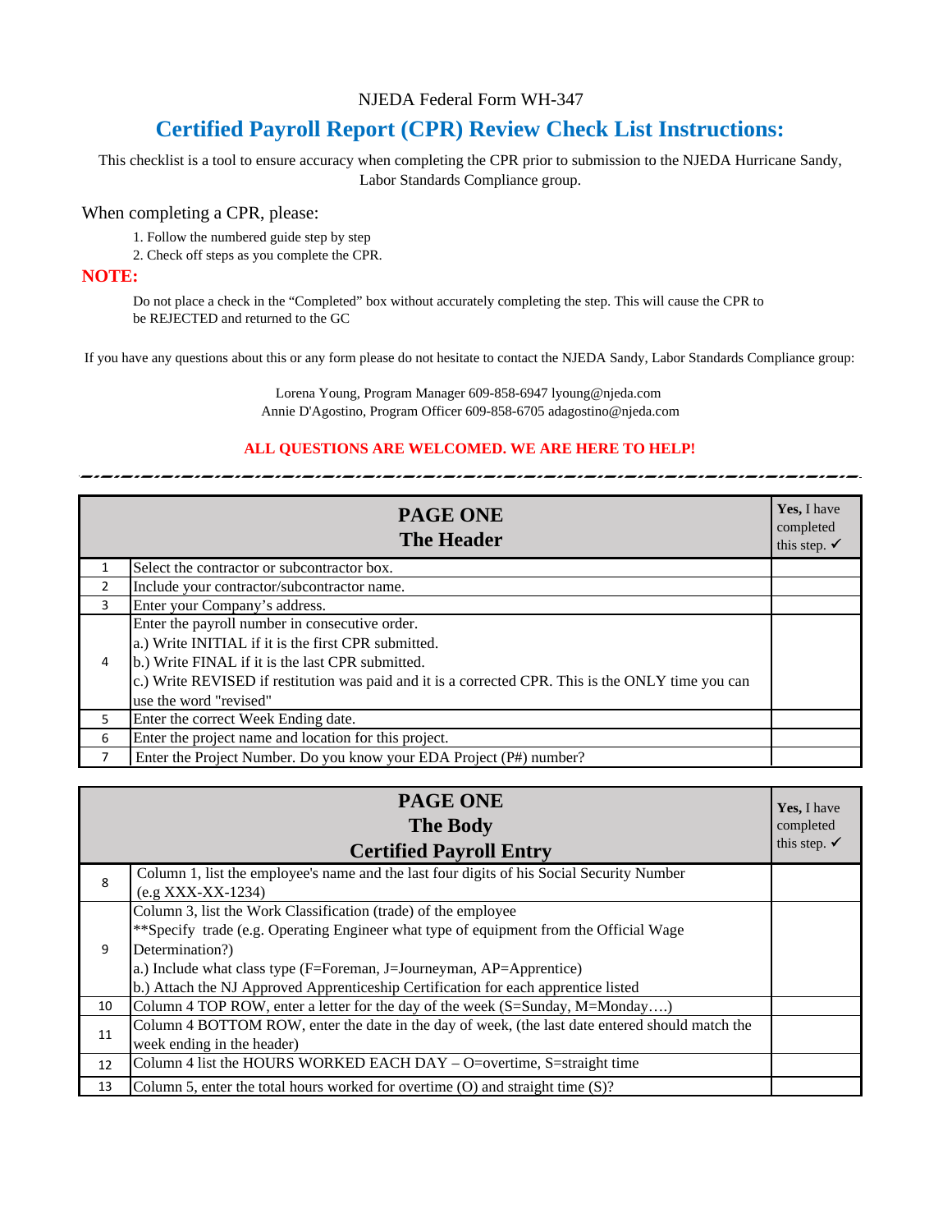NJEDA Federal Form WH-347

# Certified Payroll Report (CPR) Review Check List Instructions:

This checklist is a tool to ensure accuracy when completing the CPR prior to submission to the NJEDA Hurricane Sandy, Labor Standards Compliance group.

When completing a CPR, please:

1. Follow the numbered guide step by step
2. Check off steps as you complete the CPR.

**NOTE:**

Do not place a check in the "Completed" box without accurately completing the step. This will cause the CPR to be REJECTED and returned to the GC

If you have any questions about this or any form please do not hesitate to contact the NJEDA Sandy, Labor Standards Compliance group:

Lorena Young, Program Manager 609-858-6947 lyoung@njeda.com
Annie D'Agostino, Program Officer 609-858-6705 adagostino@njeda.com

**ALL QUESTIONS ARE WELCOMED. WE ARE HERE TO HELP!**

| | **PAGE ONE The Header** | **Yes,** I have completed this step. ✓ |
|---|---|---|
| 1 | Select the contractor or subcontractor box. | |
| 2 | Include your contractor/subcontractor name. | |
| 3 | Enter your Company's address. | |
| 4 | Enter the payroll number in consecutive order.<br>a.) Write INITIAL if it is the first CPR submitted.<br>b.) Write FINAL if it is the last CPR submitted.<br>c.) Write REVISED if restitution was paid and it is a corrected CPR. This is the ONLY time you can use the word "revised" | |
| 5 | Enter the correct Week Ending date. | |
| 6 | Enter the project name and location for this project. | |
| 7 | Enter the Project Number. Do you know your EDA Project (P#) number? | |

| | **PAGE ONE The Body Certified Payroll Entry** | **Yes,** I have completed this step. ✓ |
|---|---|---|
| 8 | Column 1, list the employee's name and the last four digits of his Social Security Number (e.g XXX-XX-1234) | |
| 9 | Column 3, list the Work Classification (trade) of the employee<br>**Specify trade (e.g. Operating Engineer what type of equipment from the Official Wage Determination?)<br>a.) Include what class type (F=Foreman, J=Journeyman, AP=Apprentice)<br>b.) Attach the NJ Approved Apprenticeship Certification for each apprentice listed | |
| 10 | Column 4 TOP ROW, enter a letter for the day of the week (S=Sunday, M=Monday….) | |
| 11 | Column 4 BOTTOM ROW, enter the date in the day of week, (the last date entered should match the week ending in the header) | |
| 12 | Column 4 list the HOURS WORKED EACH DAY – O=overtime, S=straight time | |
| 13 | Column 5, enter the total hours worked for overtime (O) and straight time (S)? | |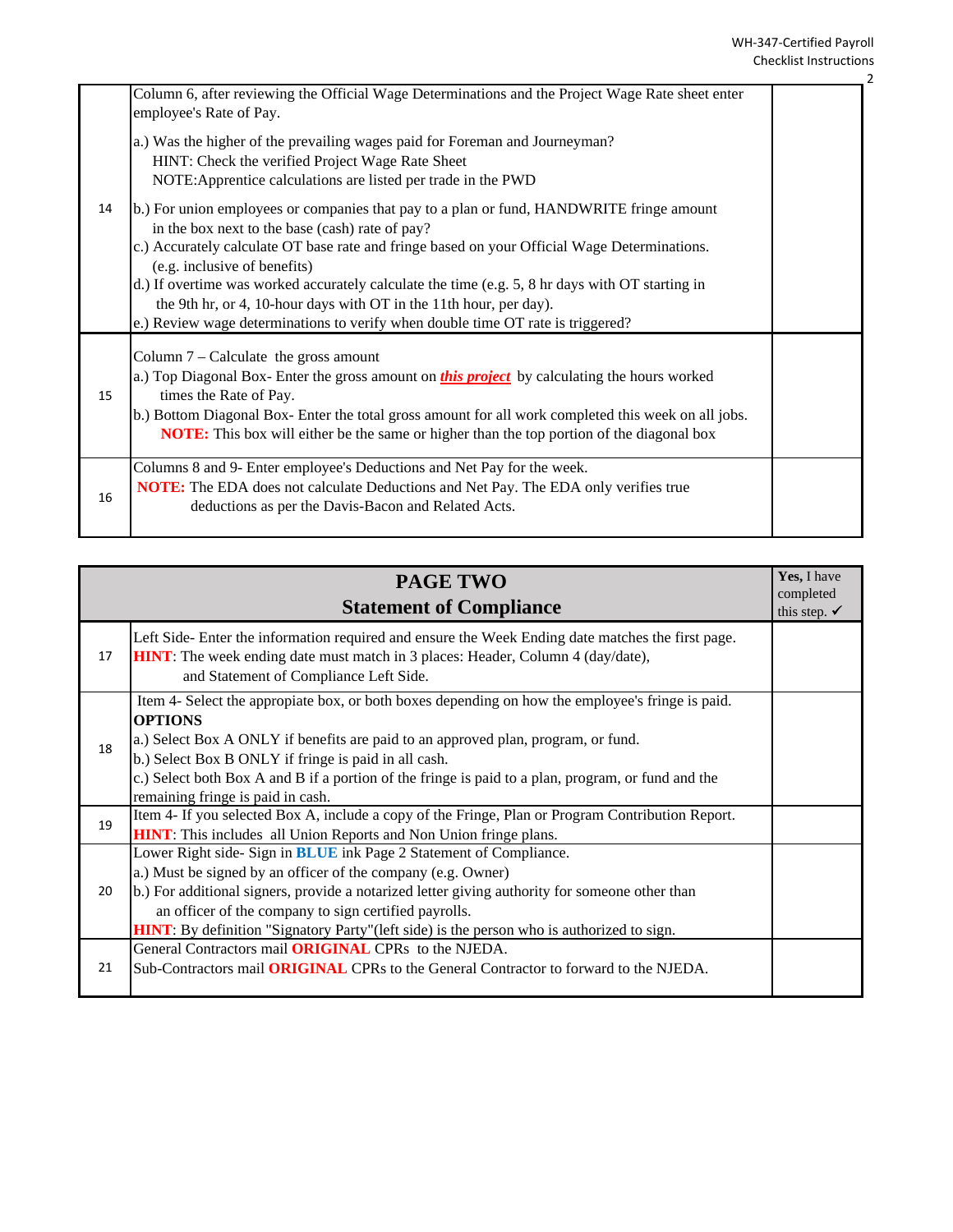| | | |
|---|---|---|
| 14 | Column 6, after reviewing the Official Wage Determinations and the Project Wage Rate sheet enter employee's Rate of Pay.<br><br>a.) Was the higher of the prevailing wages paid for Foreman and Journeyman?<br>HINT: Check the verified Project Wage Rate Sheet<br>NOTE:Apprentice calculations are listed per trade in the PWD<br><br>b.) For union employees or companies that pay to a plan or fund, HANDWRITE fringe amount in the box next to the base (cash) rate of pay?<br>c.) Accurately calculate OT base rate and fringe based on your Official Wage Determinations. (e.g. inclusive of benefits)<br>d.) If overtime was worked accurately calculate the time (e.g. 5, 8 hr days with OT starting in the 9th hr, or 4, 10-hour days with OT in the 11th hour, per day).<br>e.) Review wage determinations to verify when double time OT rate is triggered? | |
| 15 | Column 7 – Calculate the gross amount<br>a.) Top Diagonal Box- Enter the gross amount on ***this project*** by calculating the hours worked times the Rate of Pay.<br>b.) Bottom Diagonal Box- Enter the total gross amount for all work completed this week on all jobs.<br>**NOTE:** This box will either be the same or higher than the top portion of the diagonal box | |
| 16 | Columns 8 and 9- Enter employee's Deductions and Net Pay for the week.<br>**NOTE:** The EDA does not calculate Deductions and Net Pay. The EDA only verifies true deductions as per the Davis-Bacon and Related Acts. | |

| | **PAGE TWO**<br>**Statement of Compliance** | **Yes,** I have completed this step. ✓ |
|---|---|---|
| 17 | Left Side- Enter the information required and ensure the Week Ending date matches the first page.<br>**HINT**: The week ending date must match in 3 places: Header, Column 4 (day/date), and Statement of Compliance Left Side. | |
| 18 | Item 4- Select the appropiate box, or both boxes depending on how the employee's fringe is paid.<br>**OPTIONS**<br>a.) Select Box A ONLY if benefits are paid to an approved plan, program, or fund.<br>b.) Select Box B ONLY if fringe is paid in all cash.<br>c.) Select both Box A and B if a portion of the fringe is paid to a plan, program, or fund and the remaining fringe is paid in cash. | |
| 19 | Item 4- If you selected Box A, include a copy of the Fringe, Plan or Program Contribution Report.<br>**HINT**: This includes all Union Reports and Non Union fringe plans. | |
| 20 | Lower Right side- Sign in **BLUE** ink Page 2 Statement of Compliance.<br>a.) Must be signed by an officer of the company (e.g. Owner)<br>b.) For additional signers, provide a notarized letter giving authority for someone other than an officer of the company to sign certified payrolls.<br>**HINT**: By definition "Signatory Party"(left side) is the person who is authorized to sign. | |
| 21 | General Contractors mail **ORIGINAL** CPRs to the NJEDA.<br>Sub-Contractors mail **ORIGINAL** CPRs to the General Contractor to forward to the NJEDA. | |